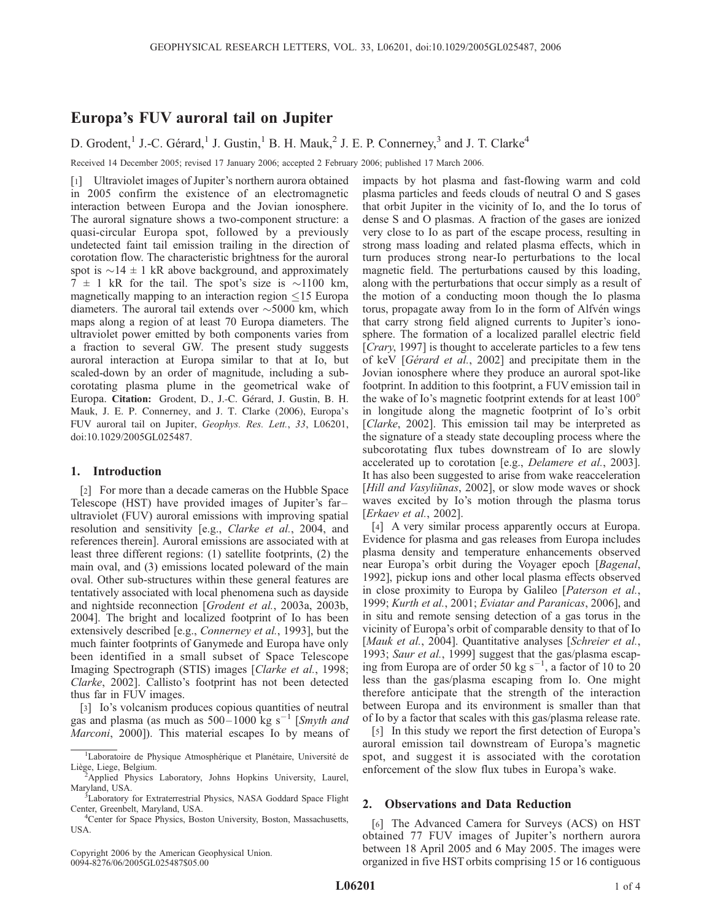# Europa's FUV auroral tail on Jupiter

D. Grodent,[1] J.-C. Gérard,[1] J. Gustin,[1] B. H. Mauk,[2] J. E. P. Connerney,[3] and J. T. Clarke[4]

Received 14 December 2005; revised 17 January 2006; accepted 2 February 2006; published 17 March 2006.

[1] Ultraviolet images of Jupiter's northern aurora obtained in 2005 confirm the existence of an electromagnetic interaction between Europa and the Jovian ionosphere. The auroral signature shows a two-component structure: a quasi-circular Europa spot, followed by a previously undetected faint tail emission trailing in the direction of corotation flow. The characteristic brightness for the auroral spot is ~14 ± 1 kR above background, and approximately 7 ± 1 kR for the tail. The spot's size is ~1100 km, magnetically mapping to an interaction region ≤15 Europa diameters. The auroral tail extends over ~5000 km, which maps along a region of at least 70 Europa diameters. The ultraviolet power emitted by both components varies from a fraction to several GW. The present study suggests auroral interaction at Europa similar to that at Io, but scaled-down by an order of magnitude, including a subcorotating plasma plume in the geometrical wake of Europa. **Citation:** Grodent, D., J.-C. Gérard, J. Gustin, B. H. Mauk, J. E. P. Connerney, and J. T. Clarke (2006), Europa's FUV auroral tail on Jupiter, *Geophys. Res. Lett.*, *33*, L06201, doi:10.1029/2005GL025487.

## 1. Introduction

[2] For more than a decade cameras on the Hubble Space Telescope (HST) have provided images of Jupiter's far–ultraviolet (FUV) auroral emissions with improving spatial resolution and sensitivity [e.g., *Clarke et al.*, 2004, and references therein]. Auroral emissions are associated with at least three different regions: (1) satellite footprints, (2) the main oval, and (3) emissions located poleward of the main oval. Other sub-structures within these general features are tentatively associated with local phenomena such as dayside and nightside reconnection [*Grodent et al.*, 2003a, 2003b, 2004]. The bright and localized footprint of Io has been extensively described [e.g., *Connerney et al.*, 1993], but the much fainter footprints of Ganymede and Europa have only been identified in a small subset of Space Telescope Imaging Spectrograph (STIS) images [*Clarke et al.*, 1998; *Clarke*, 2002]. Callisto's footprint has not been detected thus far in FUV images.

[3] Io's volcanism produces copious quantities of neutral gas and plasma (as much as 500–1000 kg s$^{-1}$ [*Smyth and Marconi*, 2000]). This material escapes Io by means of impacts by hot plasma and fast-flowing warm and cold plasma particles and feeds clouds of neutral O and S gases that orbit Jupiter in the vicinity of Io, and the Io torus of dense S and O plasmas. A fraction of the gases are ionized very close to Io as part of the escape process, resulting in strong mass loading and related plasma effects, which in turn produces strong near-Io perturbations to the local magnetic field. The perturbations caused by this loading, along with the perturbations that occur simply as a result of the motion of a conducting moon though the Io plasma torus, propagate away from Io in the form of Alfvén wings that carry strong field aligned currents to Jupiter's ionosphere. The formation of a localized parallel electric field [*Crary*, 1997] is thought to accelerate particles to a few tens of keV [*Gérard et al.*, 2002] and precipitate them in the Jovian ionosphere where they produce an auroral spot-like footprint. In addition to this footprint, a FUV emission tail in the wake of Io's magnetic footprint extends for at least 100° in longitude along the magnetic footprint of Io's orbit [*Clarke*, 2002]. This emission tail may be interpreted as the signature of a steady state decoupling process where the subcorotating flux tubes downstream of Io are slowly accelerated up to corotation [e.g., *Delamere et al.*, 2003]. It has also been suggested to arise from wake reacceleration [*Hill and Vasyliūnas*, 2002], or slow mode waves or shock waves excited by Io's motion through the plasma torus [*Erkaev et al.*, 2002].

[4] A very similar process apparently occurs at Europa. Evidence for plasma and gas releases from Europa includes plasma density and temperature enhancements observed near Europa's orbit during the Voyager epoch [*Bagenal*, 1992], pickup ions and other local plasma effects observed in close proximity to Europa by Galileo [*Paterson et al.*, 1999; *Kurth et al.*, 2001; *Eviatar and Paranicas*, 2006], and in situ and remote sensing detection of a gas torus in the vicinity of Europa's orbit of comparable density to that of Io [*Mauk et al.*, 2004]. Quantitative analyses [*Schreier et al.*, 1993; *Saur et al.*, 1999] suggest that the gas/plasma escaping from Europa are of order 50 kg s$^{-1}$, a factor of 10 to 20 less than the gas/plasma escaping from Io. One might therefore anticipate that the strength of the interaction between Europa and its environment is smaller than that of Io by a factor that scales with this gas/plasma release rate.

[5] In this study we report the first detection of Europa's auroral emission tail downstream of Europa's magnetic spot, and suggest it is associated with the corotation enforcement of the slow flux tubes in Europa's wake.

## 2. Observations and Data Reduction

[6] The Advanced Camera for Surveys (ACS) on HST obtained 77 FUV images of Jupiter's northern aurora between 18 April 2005 and 6 May 2005. The images were organized in five HST orbits comprising 15 or 16 contiguous

---

[1] Laboratoire de Physique Atmosphérique et Planétaire, Université de Liège, Liege, Belgium.

[2] Applied Physics Laboratory, Johns Hopkins University, Laurel, Maryland, USA.

[3] Laboratory for Extraterrestrial Physics, NASA Goddard Space Flight Center, Greenbelt, Maryland, USA.

[4] Center for Space Physics, Boston University, Boston, Massachusetts, USA.

Copyright 2006 by the American Geophysical Union.
0094-8276/06/2005GL025487$05.00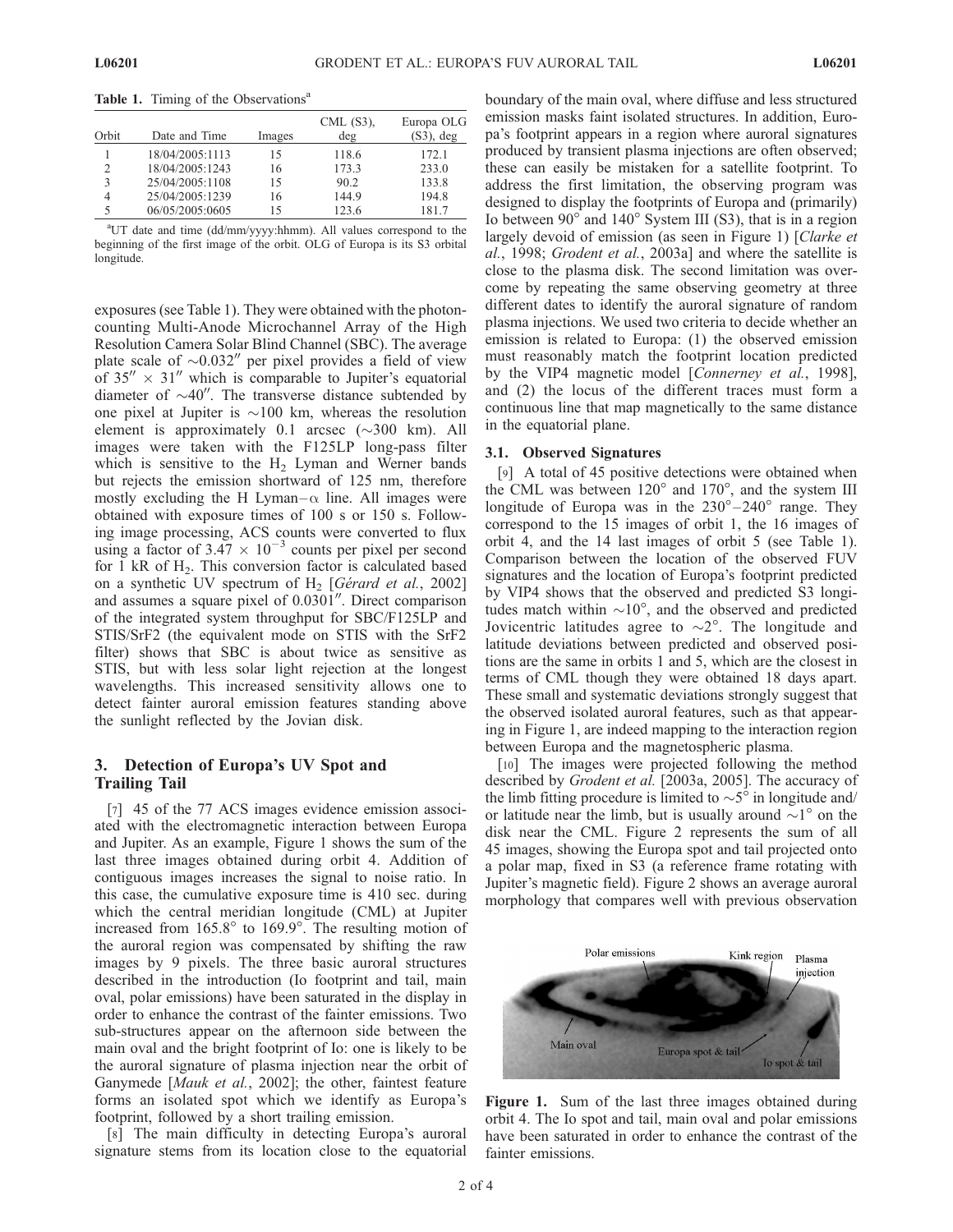**Table 1.** Timing of the Observations[a]

| Orbit | Date and Time | Images | CML (S3), deg | Europa OLG (S3), deg |
|---|---|---|---|---|
| 1 | 18/04/2005:1113 | 15 | 118.6 | 172.1 |
| 2 | 18/04/2005:1243 | 16 | 173.3 | 233.0 |
| 3 | 25/04/2005:1108 | 15 | 90.2 | 133.8 |
| 4 | 25/04/2005:1239 | 16 | 144.9 | 194.8 |
| 5 | 06/05/2005:0605 | 15 | 123.6 | 181.7 |

[a]UT date and time (dd/mm/yyyy:hhmm). All values correspond to the beginning of the first image of the orbit. OLG of Europa is its S3 orbital longitude.

exposures (see Table 1). They were obtained with the photon-counting Multi-Anode Microchannel Array of the High Resolution Camera Solar Blind Channel (SBC). The average plate scale of $\sim 0.032''$ per pixel provides a field of view of $35'' \times 31''$ which is comparable to Jupiter's equatorial diameter of $\sim 40''$. The transverse distance subtended by one pixel at Jupiter is $\sim 100$ km, whereas the resolution element is approximately 0.1 arcsec ($\sim 300$ km). All images were taken with the F125LP long-pass filter which is sensitive to the $H_2$ Lyman and Werner bands but rejects the emission shortward of 125 nm, therefore mostly excluding the H Lyman−$\alpha$ line. All images were obtained with exposure times of 100 s or 150 s. Following image processing, ACS counts were converted to flux using a factor of $3.47 \times 10^{-3}$ counts per pixel per second for 1 kR of $H_2$. This conversion factor is calculated based on a synthetic UV spectrum of $H_2$ [*Gérard et al.*, 2002] and assumes a square pixel of $0.0301''$. Direct comparison of the integrated system throughput for SBC/F125LP and STIS/SrF2 (the equivalent mode on STIS with the SrF2 filter) shows that SBC is about twice as sensitive as STIS, but with less solar light rejection at the longest wavelengths. This increased sensitivity allows one to detect fainter auroral emission features standing above the sunlight reflected by the Jovian disk.

## 3. Detection of Europa's UV Spot and Trailing Tail

[7] 45 of the 77 ACS images evidence emission associated with the electromagnetic interaction between Europa and Jupiter. As an example, Figure 1 shows the sum of the last three images obtained during orbit 4. Addition of contiguous images increases the signal to noise ratio. In this case, the cumulative exposure time is 410 sec. during which the central meridian longitude (CML) at Jupiter increased from 165.8° to 169.9°. The resulting motion of the auroral region was compensated by shifting the raw images by 9 pixels. The three basic auroral structures described in the introduction (Io footprint and tail, main oval, polar emissions) have been saturated in the display in order to enhance the contrast of the fainter emissions. Two sub-structures appear on the afternoon side between the main oval and the bright footprint of Io: one is likely to be the auroral signature of plasma injection near the orbit of Ganymede [*Mauk et al.*, 2002]; the other, faintest feature forms an isolated spot which we identify as Europa's footprint, followed by a short trailing emission.

[8] The main difficulty in detecting Europa's auroral signature stems from its location close to the equatorial boundary of the main oval, where diffuse and less structured emission masks faint isolated structures. In addition, Europa's footprint appears in a region where auroral signatures produced by transient plasma injections are often observed; these can easily be mistaken for a satellite footprint. To address the first limitation, the observing program was designed to display the footprints of Europa and (primarily) Io between 90° and 140° System III (S3), that is in a region largely devoid of emission (as seen in Figure 1) [*Clarke et al.*, 1998; *Grodent et al.*, 2003a] and where the satellite is close to the plasma disk. The second limitation was overcome by repeating the same observing geometry at three different dates to identify the auroral signature of random plasma injections. We used two criteria to decide whether an emission is related to Europa: (1) the observed emission must reasonably match the footprint location predicted by the VIP4 magnetic model [*Connerney et al.*, 1998], and (2) the locus of the different traces must form a continuous line that map magnetically to the same distance in the equatorial plane.

### 3.1. Observed Signatures

[9] A total of 45 positive detections were obtained when the CML was between 120° and 170°, and the system III longitude of Europa was in the 230°–240° range. They correspond to the 15 images of orbit 1, the 16 images of orbit 4, and the 14 last images of orbit 5 (see Table 1). Comparison between the location of the observed FUV signatures and the location of Europa's footprint predicted by VIP4 shows that the observed and predicted S3 longitudes match within $\sim 10°$, and the observed and predicted Jovicentric latitudes agree to $\sim 2°$. The longitude and latitude deviations between predicted and observed positions are the same in orbits 1 and 5, which are the closest in terms of CML though they were obtained 18 days apart. These small and systematic deviations strongly suggest that the observed isolated auroral features, such as that appearing in Figure 1, are indeed mapping to the interaction region between Europa and the magnetospheric plasma.

[10] The images were projected following the method described by *Grodent et al.* [2003a, 2005]. The accuracy of the limb fitting procedure is limited to $\sim 5°$ in longitude and/or latitude near the limb, but is usually around $\sim 1°$ on the disk near the CML. Figure 2 represents the sum of all 45 images, showing the Europa spot and tail projected onto a polar map, fixed in S3 (a reference frame rotating with Jupiter's magnetic field). Figure 2 shows an average auroral morphology that compares well with previous observation

**Figure 1.** Sum of the last three images obtained during orbit 4. The Io spot and tail, main oval and polar emissions have been saturated in order to enhance the contrast of the fainter emissions.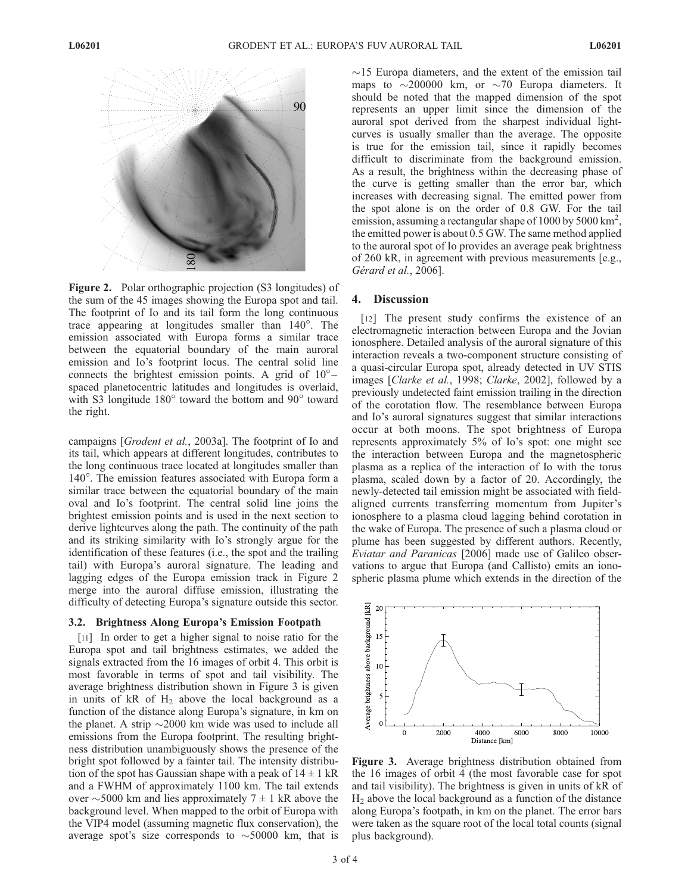**Figure 2.** Polar orthographic projection (S3 longitudes) of the sum of the 45 images showing the Europa spot and tail. The footprint of Io and its tail form the long continuous trace appearing at longitudes smaller than 140°. The emission associated with Europa forms a similar trace between the equatorial boundary of the main auroral emission and Io's footprint locus. The central solid line connects the brightest emission points. A grid of 10°–spaced planetocentric latitudes and longitudes is overlaid, with S3 longitude 180° toward the bottom and 90° toward the right.

campaigns [*Grodent et al.*, 2003a]. The footprint of Io and its tail, which appears at different longitudes, contributes to the long continuous trace located at longitudes smaller than 140°. The emission features associated with Europa form a similar trace between the equatorial boundary of the main oval and Io's footprint. The central solid line joins the brightest emission points and is used in the next section to derive lightcurves along the path. The continuity of the path and its striking similarity with Io's strongly argue for the identification of these features (i.e., the spot and the trailing tail) with Europa's auroral signature. The leading and lagging edges of the Europa emission track in Figure 2 merge into the auroral diffuse emission, illustrating the difficulty of detecting Europa's signature outside this sector.

### 3.2. Brightness Along Europa's Emission Footpath

[11] In order to get a higher signal to noise ratio for the Europa spot and tail brightness estimates, we added the signals extracted from the 16 images of orbit 4. This orbit is most favorable in terms of spot and tail visibility. The average brightness distribution shown in Figure 3 is given in units of kR of $H_2$ above the local background as a function of the distance along Europa's signature, in km on the planet. A strip ~2000 km wide was used to include all emissions from the Europa footprint. The resulting brightness distribution unambiguously shows the presence of the bright spot followed by a fainter tail. The intensity distribution of the spot has Gaussian shape with a peak of 14 ± 1 kR and a FWHM of approximately 1100 km. The tail extends over ~5000 km and lies approximately 7 ± 1 kR above the background level. When mapped to the orbit of Europa with the VIP4 model (assuming magnetic flux conservation), the average spot's size corresponds to ~50000 km, that is ~15 Europa diameters, and the extent of the emission tail maps to ~200000 km, or ~70 Europa diameters. It should be noted that the mapped dimension of the spot represents an upper limit since the dimension of the auroral spot derived from the sharpest individual lightcurves is usually smaller than the average. The opposite is true for the emission tail, since it rapidly becomes difficult to discriminate from the background emission. As a result, the brightness within the decreasing phase of the curve is getting smaller than the error bar, which increases with decreasing signal. The emitted power from the spot alone is on the order of 0.8 GW. For the tail emission, assuming a rectangular shape of 1000 by 5000 km$^2$, the emitted power is about 0.5 GW. The same method applied to the auroral spot of Io provides an average peak brightness of 260 kR, in agreement with previous measurements [e.g., *Gérard et al.*, 2006].

## 4. Discussion

[12] The present study confirms the existence of an electromagnetic interaction between Europa and the Jovian ionosphere. Detailed analysis of the auroral signature of this interaction reveals a two-component structure consisting of a quasi-circular Europa spot, already detected in UV STIS images [*Clarke et al.*, 1998; *Clarke*, 2002], followed by a previously undetected faint emission trailing in the direction of the corotation flow. The resemblance between Europa and Io's auroral signatures suggest that similar interactions occur at both moons. The spot brightness of Europa represents approximately 5% of Io's spot: one might see the interaction between Europa and the magnetospheric plasma as a replica of the interaction of Io with the torus plasma, scaled down by a factor of 20. Accordingly, the newly-detected tail emission might be associated with field-aligned currents transferring momentum from Jupiter's ionosphere to a plasma cloud lagging behind corotation in the wake of Europa. The presence of such a plasma cloud or plume has been suggested by different authors. Recently, *Eviatar and Paranicas* [2006] made use of Galileo observations to argue that Europa (and Callisto) emits an ionospheric plasma plume which extends in the direction of the

**Figure 3.** Average brightness distribution obtained from the 16 images of orbit 4 (the most favorable case for spot and tail visibility). The brightness is given in units of kR of $H_2$ above the local background as a function of the distance along Europa's footpath, in km on the planet. The error bars were taken as the square root of the local total counts (signal plus background).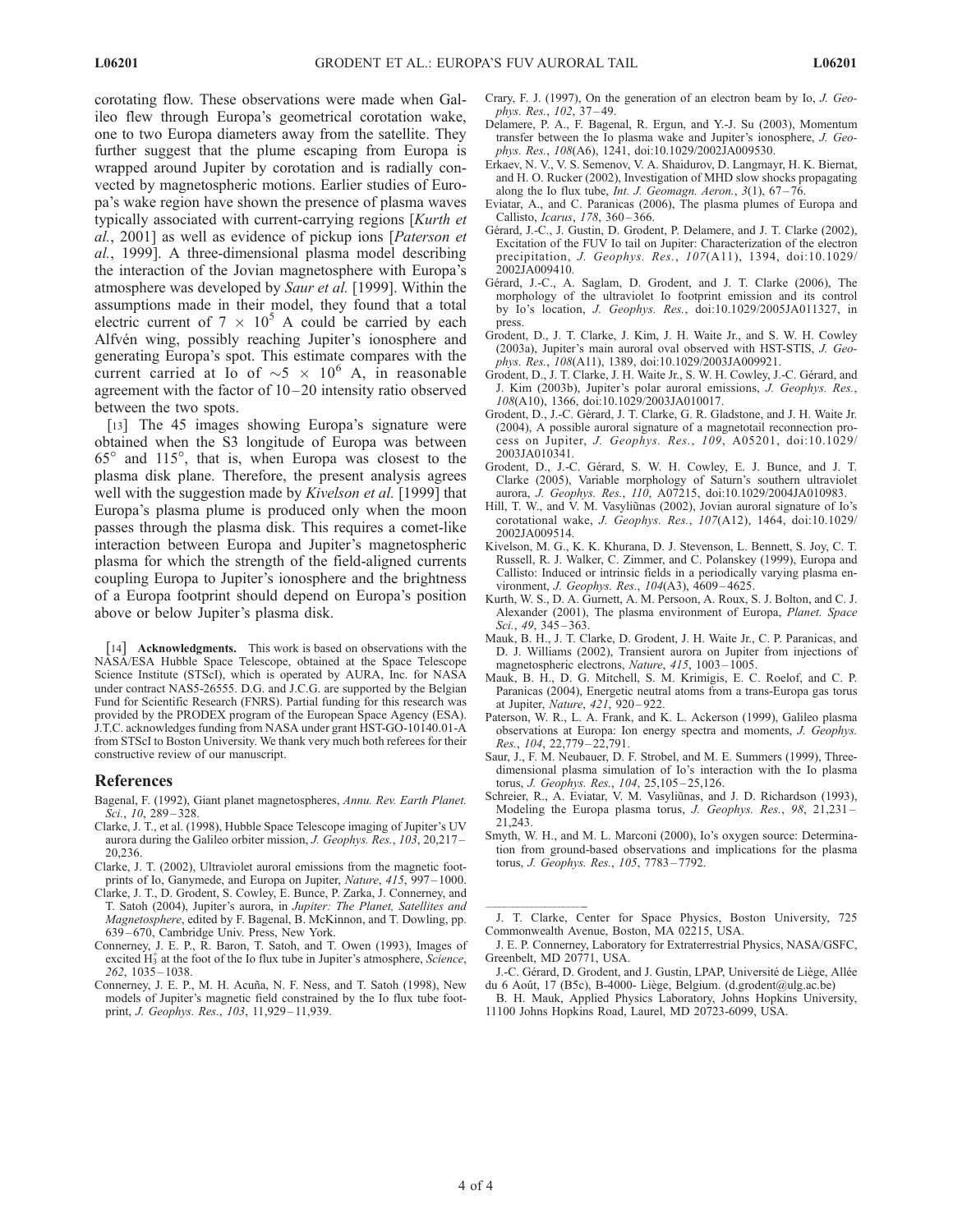corotating flow. These observations were made when Galileo flew through Europa's geometrical corotation wake, one to two Europa diameters away from the satellite. They further suggest that the plume escaping from Europa is wrapped around Jupiter by corotation and is radially convected by magnetospheric motions. Earlier studies of Europa's wake region have shown the presence of plasma waves typically associated with current-carrying regions [*Kurth et al.*, 2001] as well as evidence of pickup ions [*Paterson et al.*, 1999]. A three-dimensional plasma model describing the interaction of the Jovian magnetosphere with Europa's atmosphere was developed by *Saur et al.* [1999]. Within the assumptions made in their model, they found that a total electric current of $7 \times 10^5$ A could be carried by each Alfvén wing, possibly reaching Jupiter's ionosphere and generating Europa's spot. This estimate compares with the current carried at Io of $\sim 5 \times 10^6$ A, in reasonable agreement with the factor of 10–20 intensity ratio observed between the two spots.

[13] The 45 images showing Europa's signature were obtained when the S3 longitude of Europa was between 65° and 115°, that is, when Europa was closest to the plasma disk plane. Therefore, the present analysis agrees well with the suggestion made by *Kivelson et al.* [1999] that Europa's plasma plume is produced only when the moon passes through the plasma disk. This requires a comet-like interaction between Europa and Jupiter's magnetospheric plasma for which the strength of the field-aligned currents coupling Europa to Jupiter's ionosphere and the brightness of a Europa footprint should depend on Europa's position above or below Jupiter's plasma disk.

[14] **Acknowledgments.** This work is based on observations with the NASA/ESA Hubble Space Telescope, obtained at the Space Telescope Science Institute (STScI), which is operated by AURA, Inc. for NASA under contract NAS5-26555. D.G. and J.C.G. are supported by the Belgian Fund for Scientific Research (FNRS). Partial funding for this research was provided by the PRODEX program of the European Space Agency (ESA). J.T.C. acknowledges funding from NASA under grant HST-GO-10140.01-A from STScI to Boston University. We thank very much both referees for their constructive review of our manuscript.

## References

Bagenal, F. (1992), Giant planet magnetospheres, *Annu. Rev. Earth Planet. Sci.*, *10*, 289–328.

Clarke, J. T., et al. (1998), Hubble Space Telescope imaging of Jupiter's UV aurora during the Galileo orbiter mission, *J. Geophys. Res.*, *103*, 20,217–20,236.

Clarke, J. T. (2002), Ultraviolet auroral emissions from the magnetic footprints of Io, Ganymede, and Europa on Jupiter, *Nature*, *415*, 997–1000.

Clarke, J. T., D. Grodent, S. Cowley, E. Bunce, P. Zarka, J. Connerney, and T. Satoh (2004), Jupiter's aurora, in *Jupiter: The Planet, Satellites and Magnetosphere*, edited by F. Bagenal, B. McKinnon, and T. Dowling, pp. 639–670, Cambridge Univ. Press, New York.

Connerney, J. E. P., R. Baron, T. Satoh, and T. Owen (1993), Images of excited $H_3^+$ at the foot of the Io flux tube in Jupiter's atmosphere, *Science*, *262*, 1035–1038.

Connerney, J. E. P., M. H. Acuña, N. F. Ness, and T. Satoh (1998), New models of Jupiter's magnetic field constrained by the Io flux tube footprint, *J. Geophys. Res.*, *103*, 11,929–11,939.

Crary, F. J. (1997), On the generation of an electron beam by Io, *J. Geophys. Res.*, *102*, 37–49.

Delamere, P. A., F. Bagenal, R. Ergun, and Y.-J. Su (2003), Momentum transfer between the Io plasma wake and Jupiter's ionosphere, *J. Geophys. Res.*, *108*(A6), 1241, doi:10.1029/2002JA009530.

Erkaev, N. V., V. S. Semenov, V. A. Shaidurov, D. Langmayr, H. K. Biernat, and H. O. Rucker (2002), Investigation of MHD slow shocks propagating along the Io flux tube, *Int. J. Geomagn. Aeron.*, *3*(1), 67–76.

Eviatar, A., and C. Paranicas (2006), The plasma plumes of Europa and Callisto, *Icarus*, *178*, 360–366.

Gérard, J.-C., J. Gustin, D. Grodent, P. Delamere, and J. T. Clarke (2002), Excitation of the FUV Io tail on Jupiter: Characterization of the electron precipitation, *J. Geophys. Res.*, *107*(A11), 1394, doi:10.1029/2002JA009410.

Gérard, J.-C., A. Saglam, D. Grodent, and J. T. Clarke (2006), The morphology of the ultraviolet Io footprint emission and its control by Io's location, *J. Geophys. Res.*, doi:10.1029/2005JA011327, in press.

Grodent, D., J. T. Clarke, J. Kim, J. H. Waite Jr., and S. W. H. Cowley (2003a), Jupiter's main auroral oval observed with HST-STIS, *J. Geophys. Res.*, *108*(A11), 1389, doi:10.1029/2003JA009921.

Grodent, D., J. T. Clarke, J. H. Waite Jr., S. W. H. Cowley, J.-C. Gérard, and J. Kim (2003b), Jupiter's polar auroral emissions, *J. Geophys. Res.*, *108*(A10), 1366, doi:10.1029/2003JA010017.

Grodent, D., J.-C. Gérard, J. T. Clarke, G. R. Gladstone, and J. H. Waite Jr. (2004), A possible auroral signature of a magnetotail reconnection process on Jupiter, *J. Geophys. Res.*, *109*, A05201, doi:10.1029/2003JA010341.

Grodent, D., J.-C. Gérard, S. W. H. Cowley, E. J. Bunce, and J. T. Clarke (2005), Variable morphology of Saturn's southern ultraviolet aurora, *J. Geophys. Res.*, *110*, A07215, doi:10.1029/2004JA010983.

Hill, T. W., and V. M. Vasyliūnas (2002), Jovian auroral signature of Io's corotational wake, *J. Geophys. Res.*, *107*(A12), 1464, doi:10.1029/2002JA009514.

Kivelson, M. G., K. K. Khurana, D. J. Stevenson, L. Bennett, S. Joy, C. T. Russell, R. J. Walker, C. Zimmer, and C. Polanskey (1999), Europa and Callisto: Induced or intrinsic fields in a periodically varying plasma environment, *J. Geophys. Res.*, *104*(A3), 4609–4625.

Kurth, W. S., D. A. Gurnett, A. M. Persoon, A. Roux, S. J. Bolton, and C. J. Alexander (2001), The plasma environment of Europa, *Planet. Space Sci.*, *49*, 345–363.

Mauk, B. H., J. T. Clarke, D. Grodent, J. H. Waite Jr., C. P. Paranicas, and D. J. Williams (2002), Transient aurora on Jupiter from injections of magnetospheric electrons, *Nature*, *415*, 1003–1005.

Mauk, B. H., D. G. Mitchell, S. M. Krimigis, E. C. Roelof, and C. P. Paranicas (2004), Energetic neutral atoms from a trans-Europa gas torus at Jupiter, *Nature*, *421*, 920–922.

Paterson, W. R., L. A. Frank, and K. L. Ackerson (1999), Galileo plasma observations at Europa: Ion energy spectra and moments, *J. Geophys. Res.*, *104*, 22,779–22,791.

Saur, J., F. M. Neubauer, D. F. Strobel, and M. E. Summers (1999), Three-dimensional plasma simulation of Io's interaction with the Io plasma torus, *J. Geophys. Res.*, *104*, 25,105–25,126.

Schreier, R., A. Eviatar, V. M. Vasyliūnas, and J. D. Richardson (1993), Modeling the Europa plasma torus, *J. Geophys. Res.*, *98*, 21,231–21,243.

Smyth, W. H., and M. L. Marconi (2000), Io's oxygen source: Determination from ground-based observations and implications for the plasma torus, *J. Geophys. Res.*, *105*, 7783–7792.

---

J. T. Clarke, Center for Space Physics, Boston University, 725 Commonwealth Avenue, Boston, MA 02215, USA.

J. E. P. Connerney, Laboratory for Extraterrestrial Physics, NASA/GSFC, Greenbelt, MD 20771, USA.

J.-C. Gérard, D. Grodent, and J. Gustin, LPAP, Université de Liège, Allée du 6 Août, 17 (B5c), B-4000- Liège, Belgium. (d.grodent@ulg.ac.be)

B. H. Mauk, Applied Physics Laboratory, Johns Hopkins University, 11100 Johns Hopkins Road, Laurel, MD 20723-6099, USA.